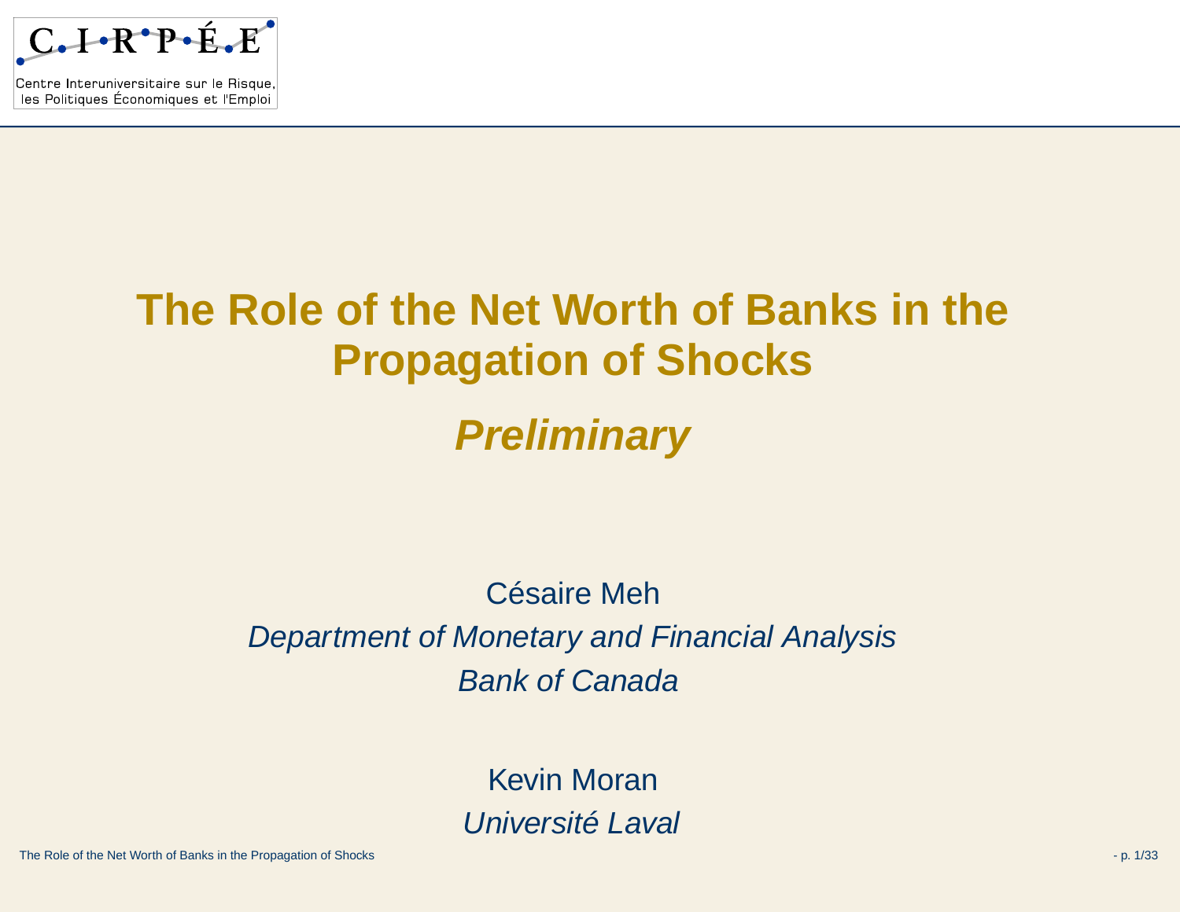Centre Interuniversitaire sur le Risque, les Politiques Économiques et l'Emploi

# The Role of the Net Worth of Banks in the Propagation of Shocks

## *Preliminary*

Césaire Meh

*Department of Monetary and Financial Analysis*

*Bank of Canada*

Kevin Moran

*Université Laval*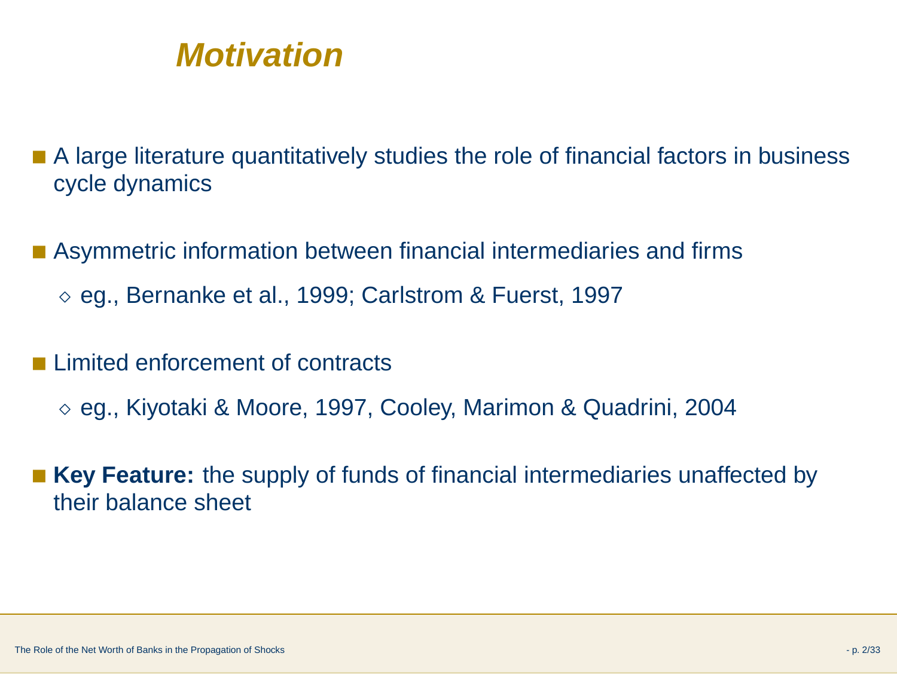# Motivation

- A large literature quantitatively studies the role of financial factors in business cycle dynamics
- Asymmetric information between financial intermediaries and firms
  - eg., Bernanke et al., 1999; Carlstrom & Fuerst, 1997
- Limited enforcement of contracts
  - eg., Kiyotaki & Moore, 1997, Cooley, Marimon & Quadrini, 2004
- **Key Feature:** the supply of funds of financial intermediaries unaffected by their balance sheet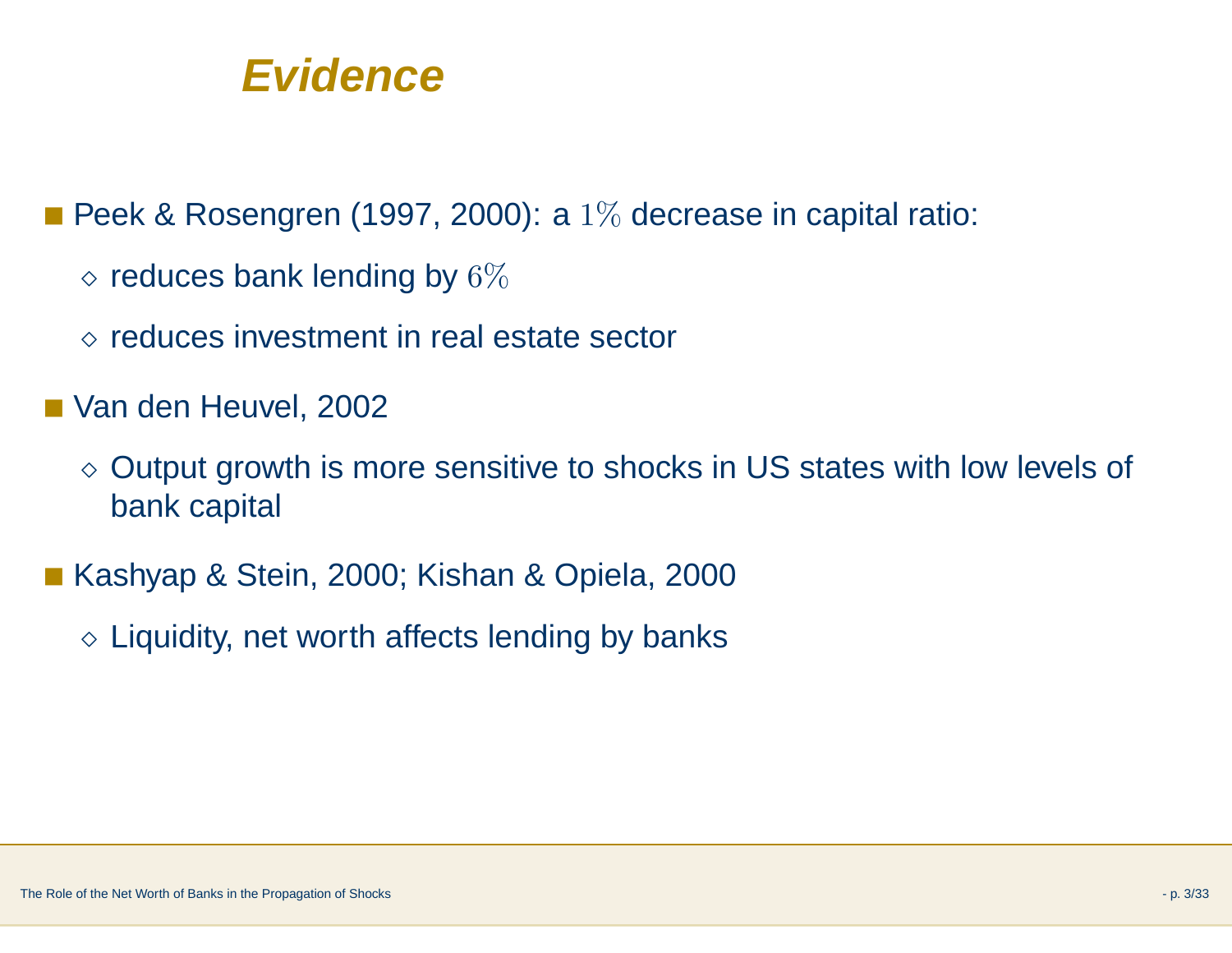# Evidence

- Peek & Rosengren (1997, 2000): a $1\%$ decrease in capital ratio:
  - reduces bank lending by $6\%$
  - reduces investment in real estate sector
- Van den Heuvel, 2002
  - Output growth is more sensitive to shocks in US states with low levels of bank capital
- Kashyap & Stein, 2000; Kishan & Opiela, 2000
  - Liquidity, net worth affects lending by banks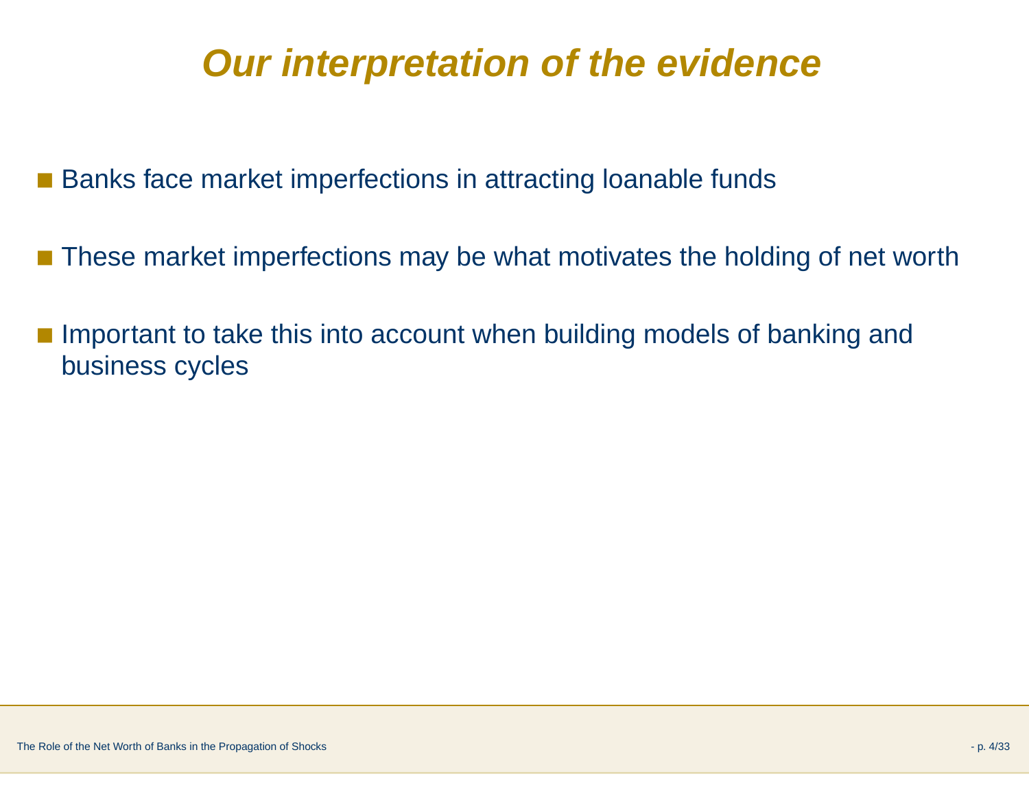# *Our interpretation of the evidence*

- Banks face market imperfections in attracting loanable funds
- These market imperfections may be what motivates the holding of net worth
- Important to take this into account when building models of banking and business cycles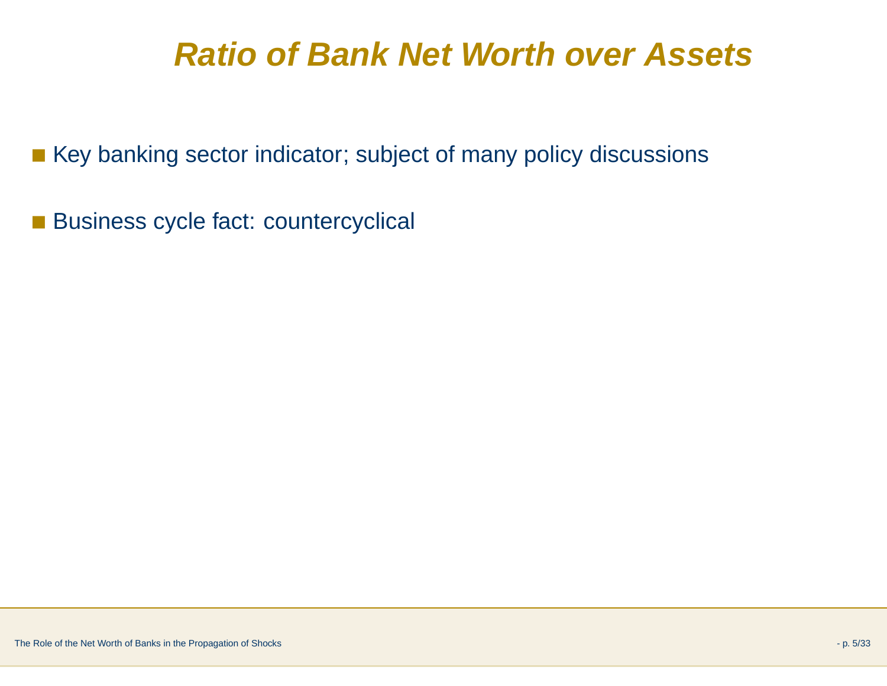# *Ratio of Bank Net Worth over Assets*

- Key banking sector indicator; subject of many policy discussions
- Business cycle fact: countercyclical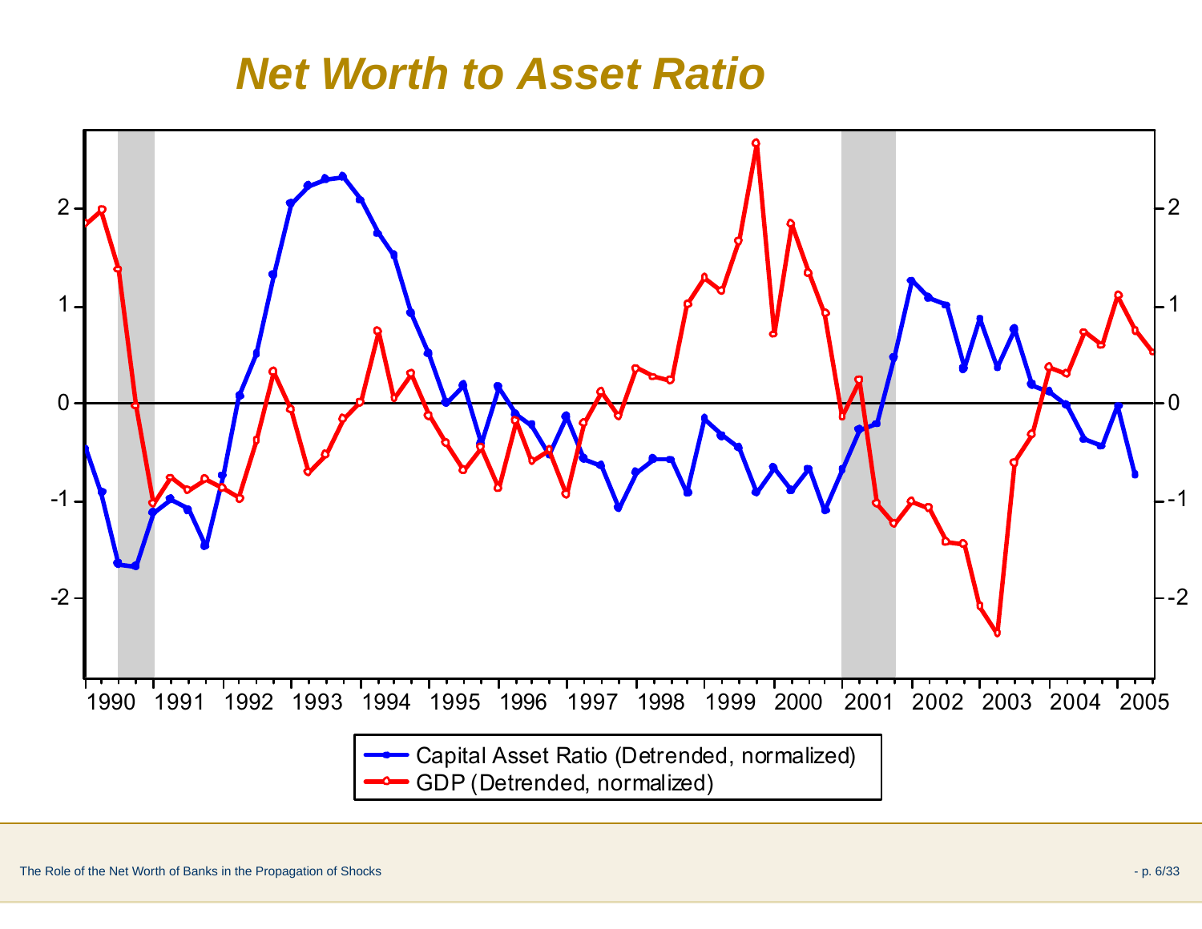# Net Worth to Asset Ratio

Capital Asset Ratio (Detrended, normalized)

GDP (Detrended, normalized)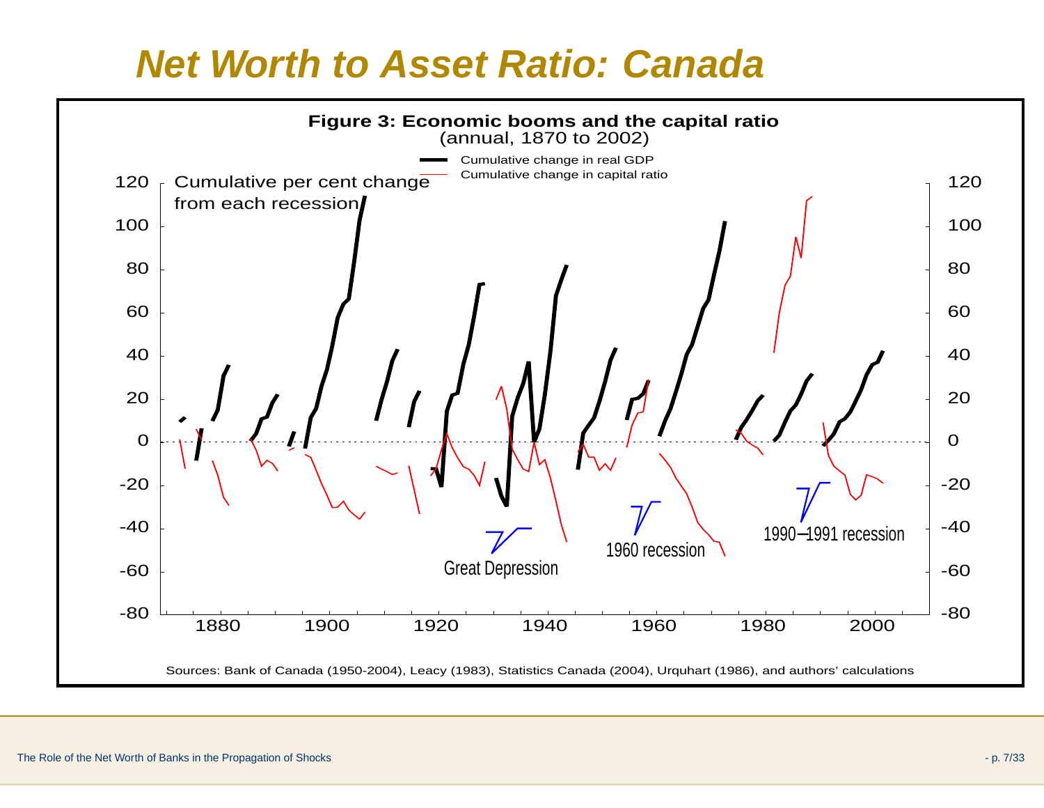# Net Worth to Asset Ratio: Canada

**Figure 3: Economic booms and the capital ratio**
(annual, 1870 to 2002)

Cumulative change in real GDP
Cumulative change in capital ratio

Cumulative per cent change from each recession

Great Depression

1960 recession

1990–1991 recession

Sources: Bank of Canada (1950-2004), Leacy (1983), Statistics Canada (2004), Urquhart (1986), and authors' calculations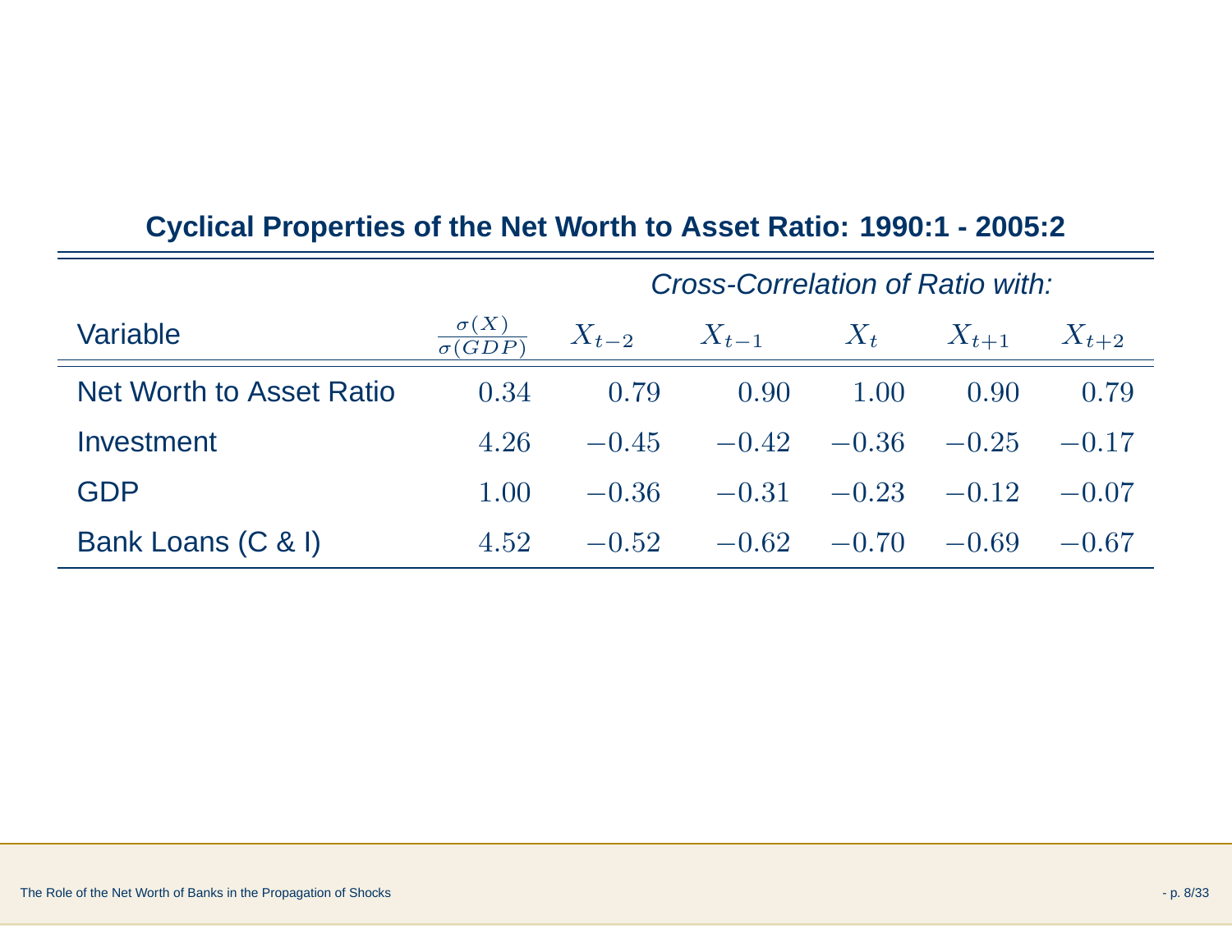## Cyclical Properties of the Net Worth to Asset Ratio: 1990:1 - 2005:2

| | | *Cross-Correlation of Ratio with:* | | | | |
|---|---|---|---|---|---|---|
| Variable | $\frac{\sigma(X)}{\sigma(GDP)}$ | $X_{t-2}$ | $X_{t-1}$ | $X_t$ | $X_{t+1}$ | $X_{t+2}$ |
| Net Worth to Asset Ratio | $0.34$ | $0.79$ | $0.90$ | $1.00$ | $0.90$ | $0.79$ |
| Investment | $4.26$ | $-0.45$ | $-0.42$ | $-0.36$ | $-0.25$ | $-0.17$ |
| GDP | $1.00$ | $-0.36$ | $-0.31$ | $-0.23$ | $-0.12$ | $-0.07$ |
| Bank Loans (C & I) | $4.52$ | $-0.52$ | $-0.62$ | $-0.70$ | $-0.69$ | $-0.67$ |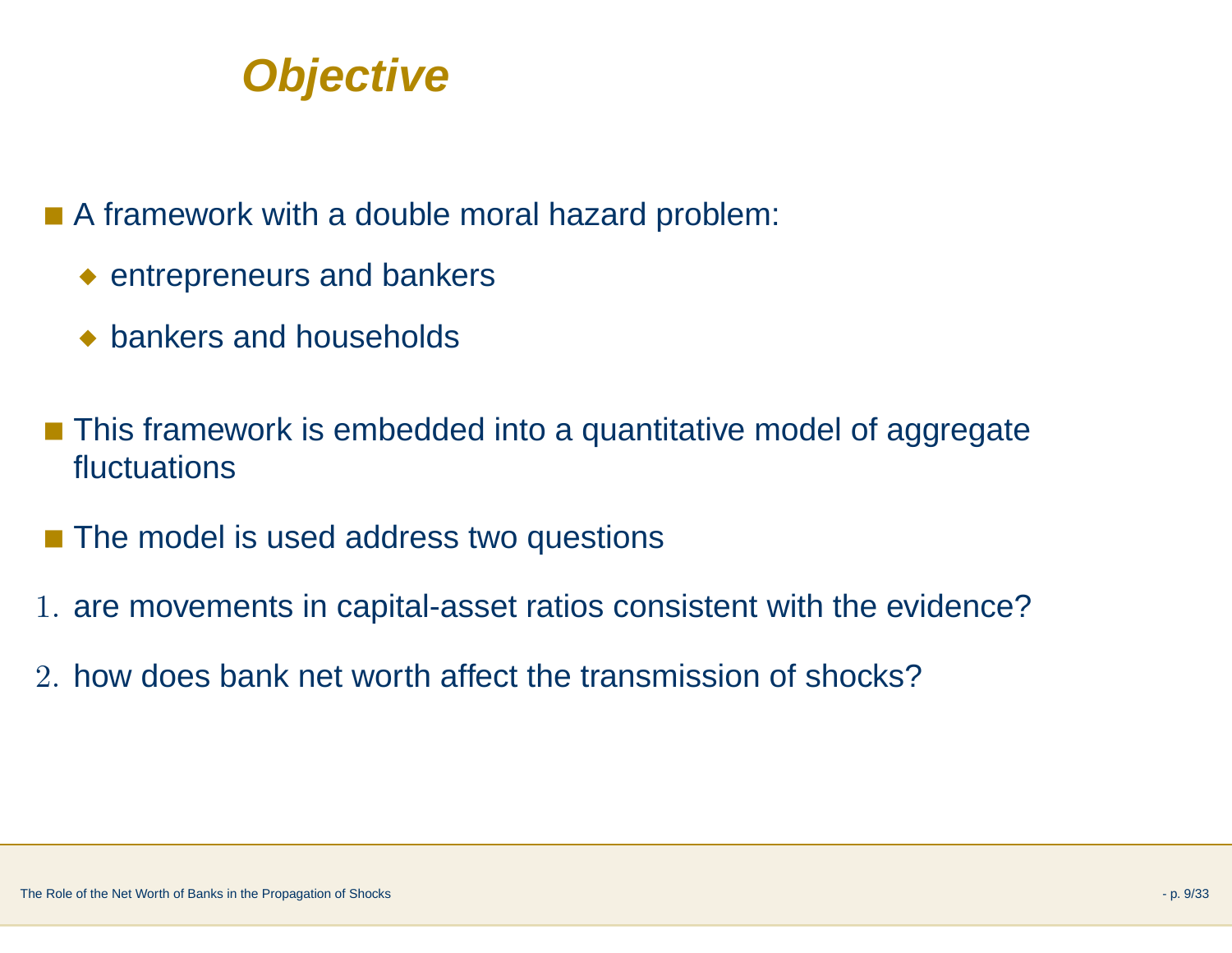# Objective

- A framework with a double moral hazard problem:
  - entrepreneurs and bankers
  - bankers and households
- This framework is embedded into a quantitative model of aggregate fluctuations
- The model is used address two questions

1. are movements in capital-asset ratios consistent with the evidence?
2. how does bank net worth affect the transmission of shocks?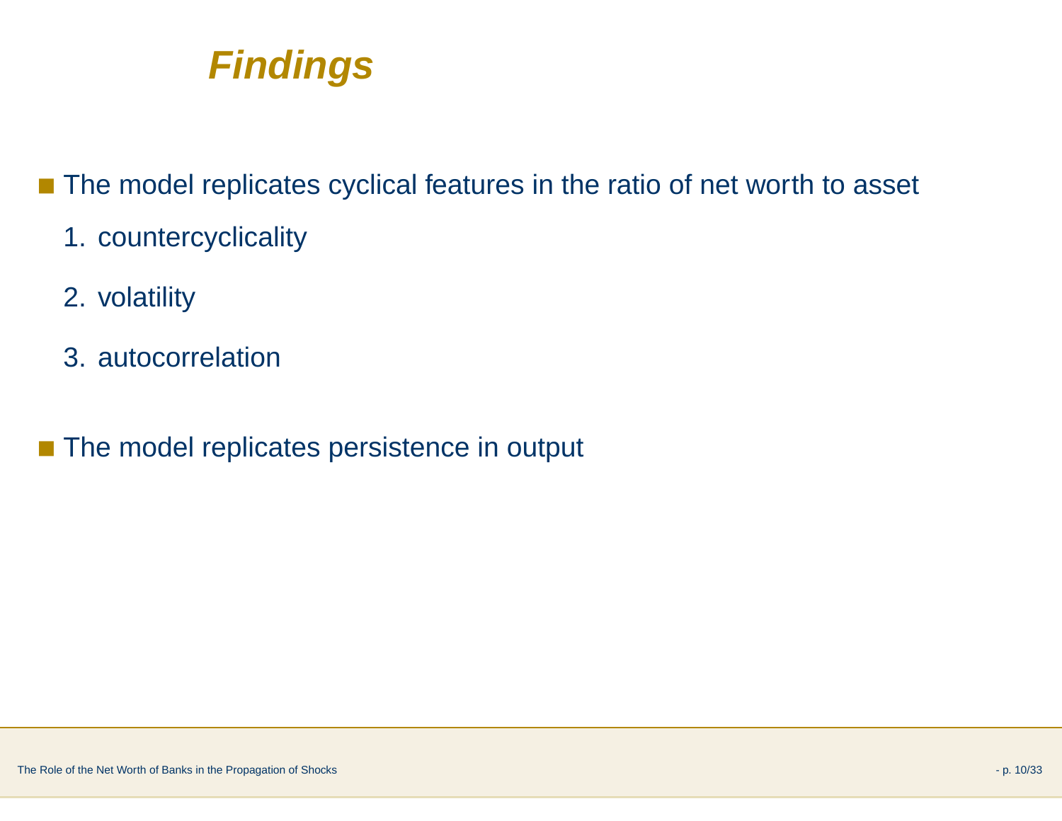# Findings

- The model replicates cyclical features in the ratio of net worth to asset
  1. countercyclicality
  2. volatility
  3. autocorrelation
- The model replicates persistence in output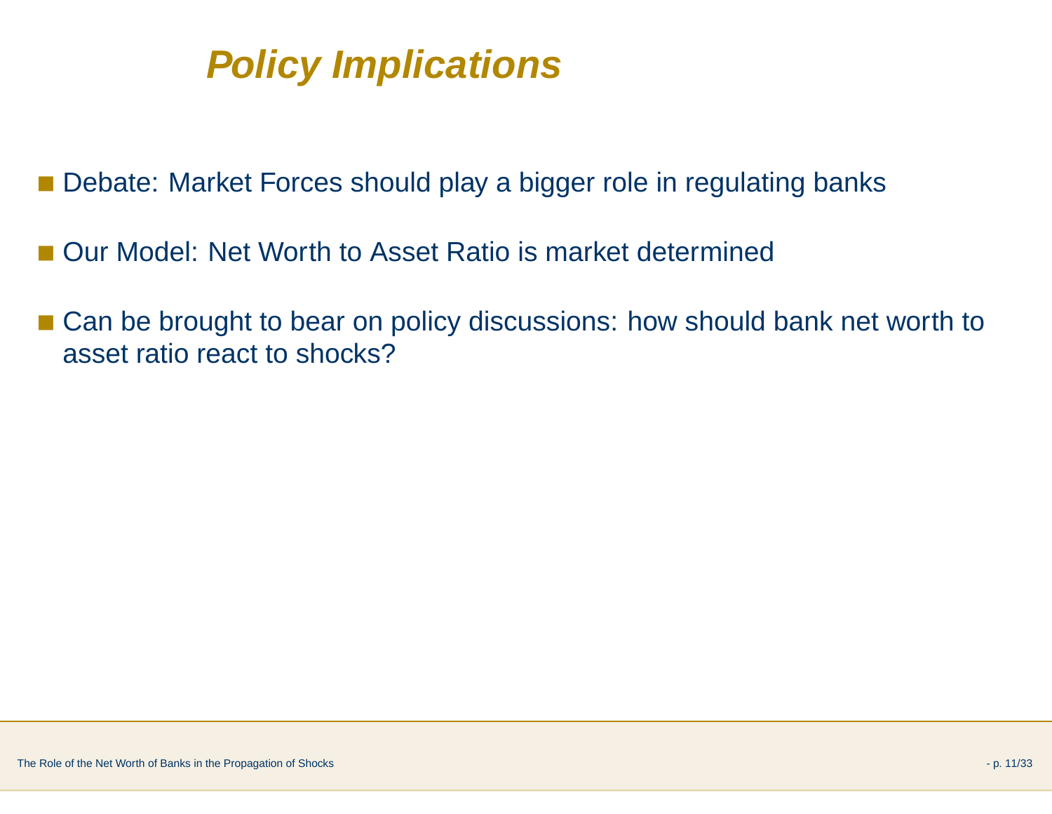# *Policy Implications*

- Debate: Market Forces should play a bigger role in regulating banks
- Our Model: Net Worth to Asset Ratio is market determined
- Can be brought to bear on policy discussions: how should bank net worth to asset ratio react to shocks?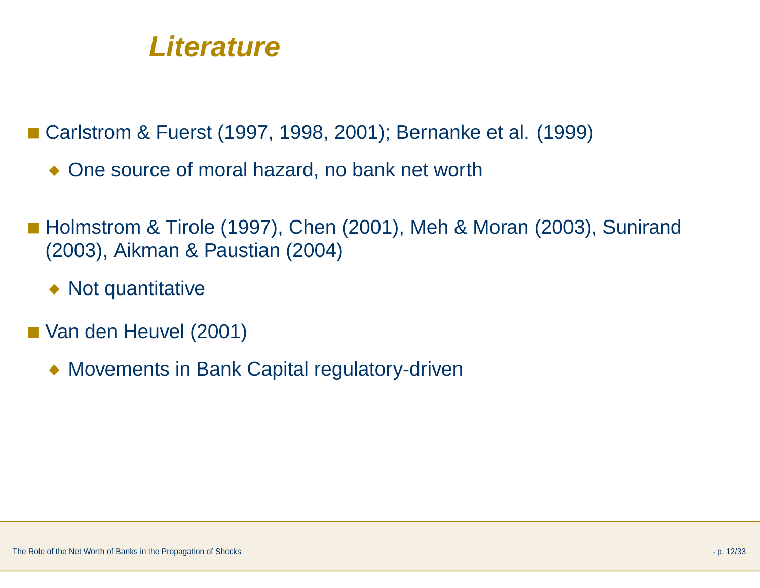# Literature

- Carlstrom & Fuerst (1997, 1998, 2001); Bernanke et al. (1999)
  - One source of moral hazard, no bank net worth
- Holmstrom & Tirole (1997), Chen (2001), Meh & Moran (2003), Sunirand (2003), Aikman & Paustian (2004)
  - Not quantitative
- Van den Heuvel (2001)
  - Movements in Bank Capital regulatory-driven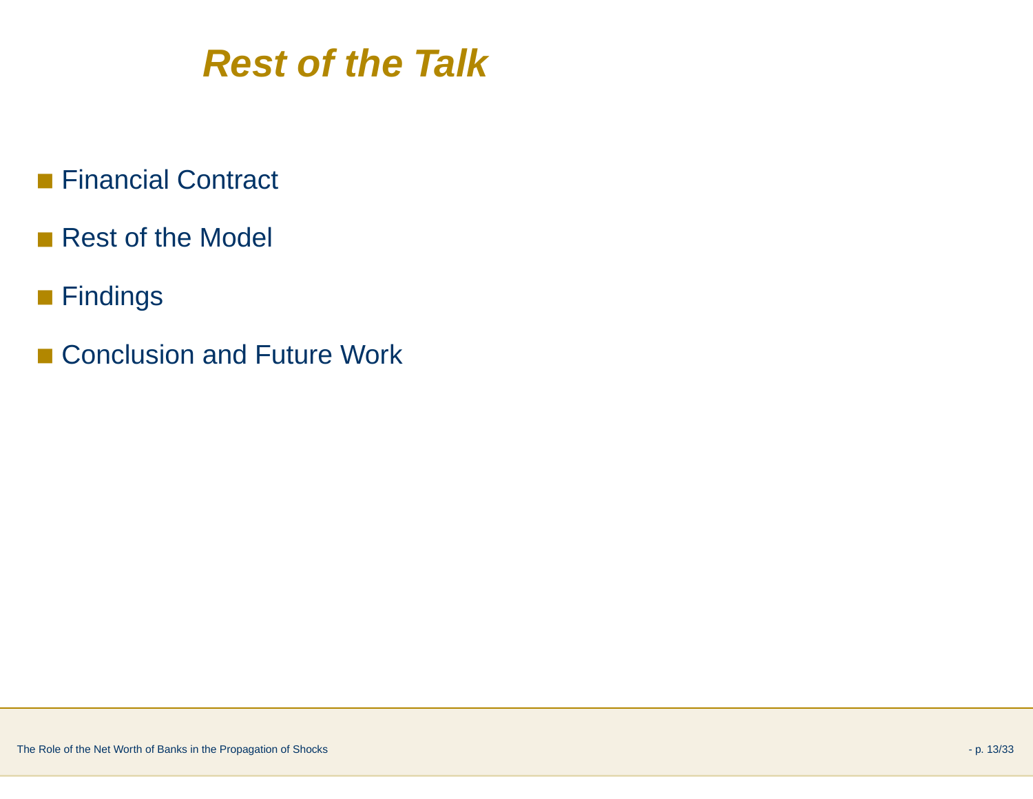# Rest of the Talk

- Financial Contract
- Rest of the Model
- Findings
- Conclusion and Future Work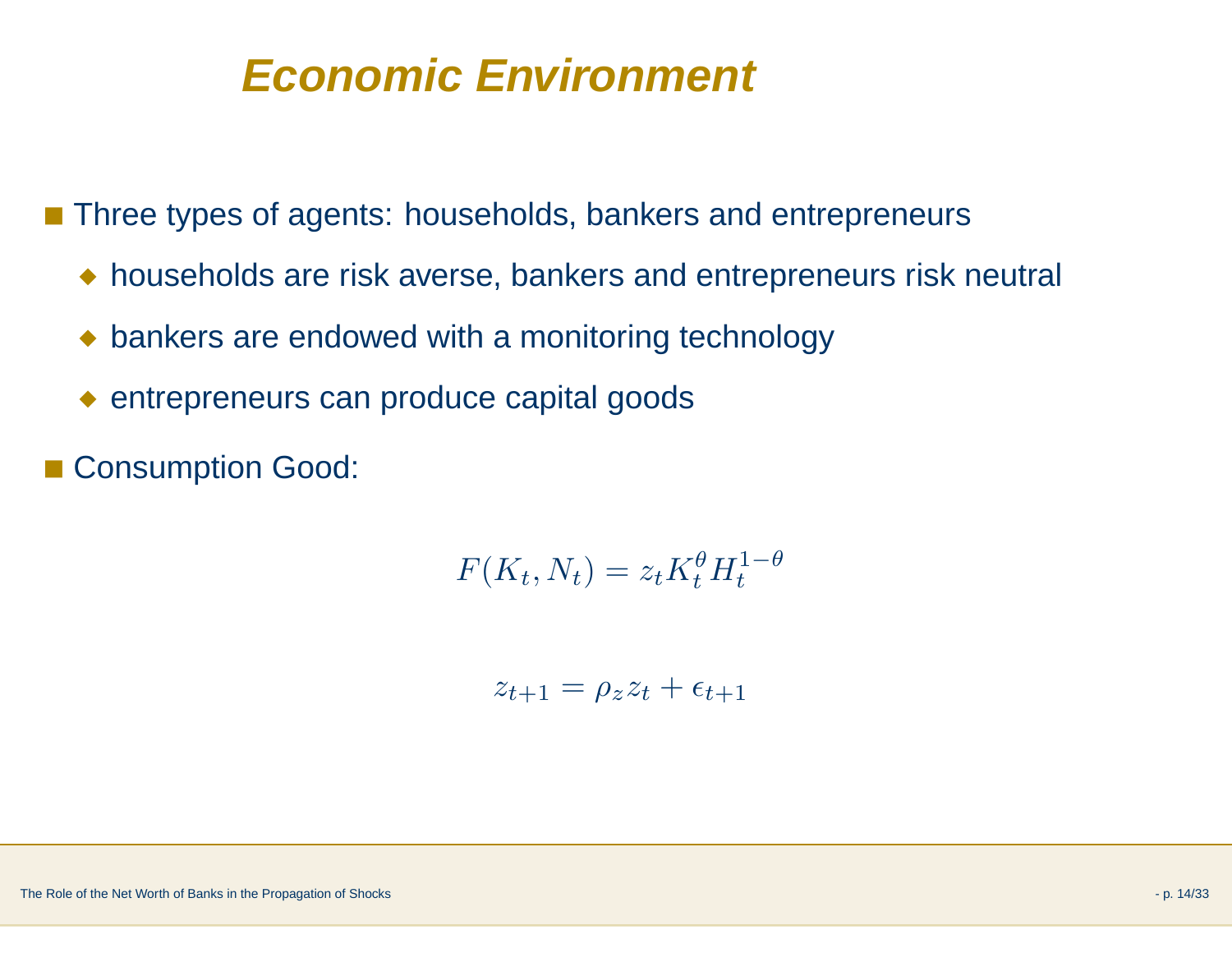# Economic Environment

- Three types of agents: households, bankers and entrepreneurs
  - households are risk averse, bankers and entrepreneurs risk neutral
  - bankers are endowed with a monitoring technology
  - entrepreneurs can produce capital goods
- Consumption Good:

$$F(K_t, N_t) = z_t K_t^{\theta} H_t^{1-\theta}$$

$$z_{t+1} = \rho_z z_t + \epsilon_{t+1}$$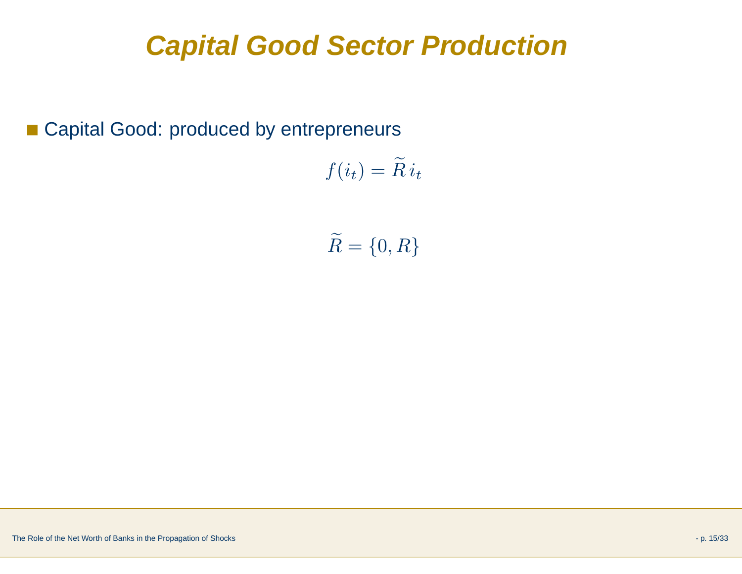# Capital Good Sector Production

- Capital Good: produced by entrepreneurs

$$f(i_t) = \widetilde{R}\, i_t$$

$$\widetilde{R} = \{0, R\}$$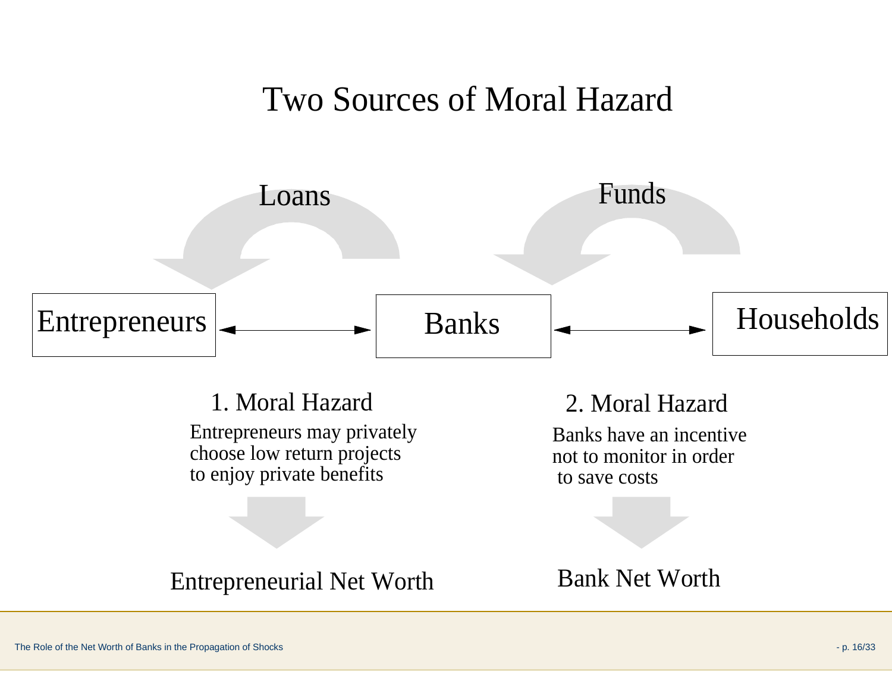# Two Sources of Moral Hazard

Loans

Funds

Entrepreneurs ⟷ Banks ⟷ Households

**1. Moral Hazard**

Entrepreneurs may privately choose low return projects to enjoy private benefits

↓

Entrepreneurial Net Worth

**2. Moral Hazard**

Banks have an incentive not to monitor in order to save costs

↓

Bank Net Worth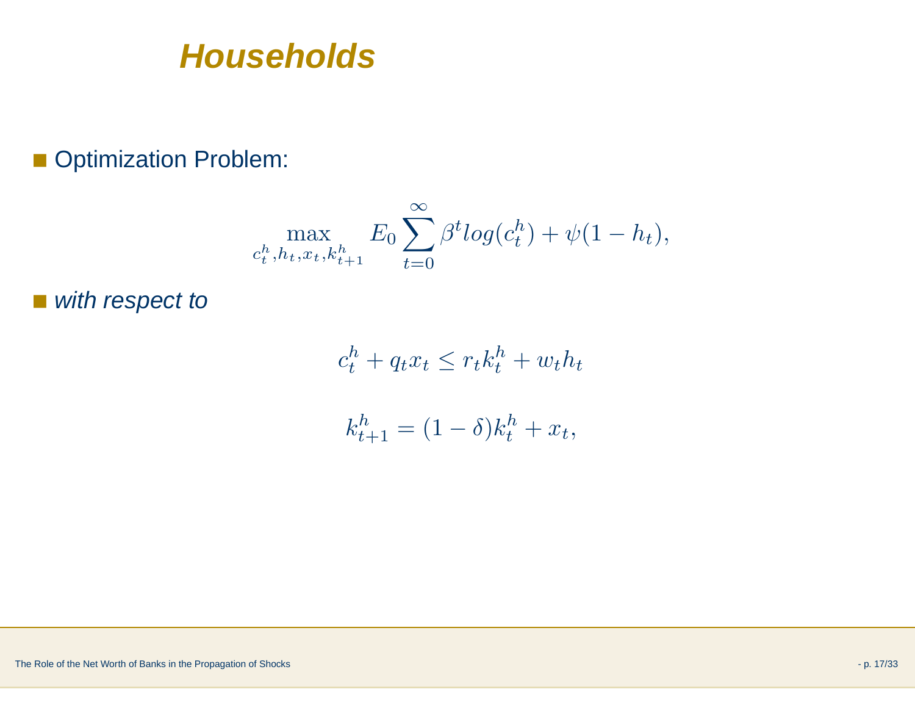# Households

- Optimization Problem:

$$\max_{c_t^h, h_t, x_t, k_{t+1}^h} E_0 \sum_{t=0}^{\infty} \beta^t log(c_t^h) + \psi(1 - h_t),$$

- *with respect to*

$$c_t^h + q_t x_t \leq r_t k_t^h + w_t h_t$$

$$k_{t+1}^h = (1 - \delta) k_t^h + x_t,$$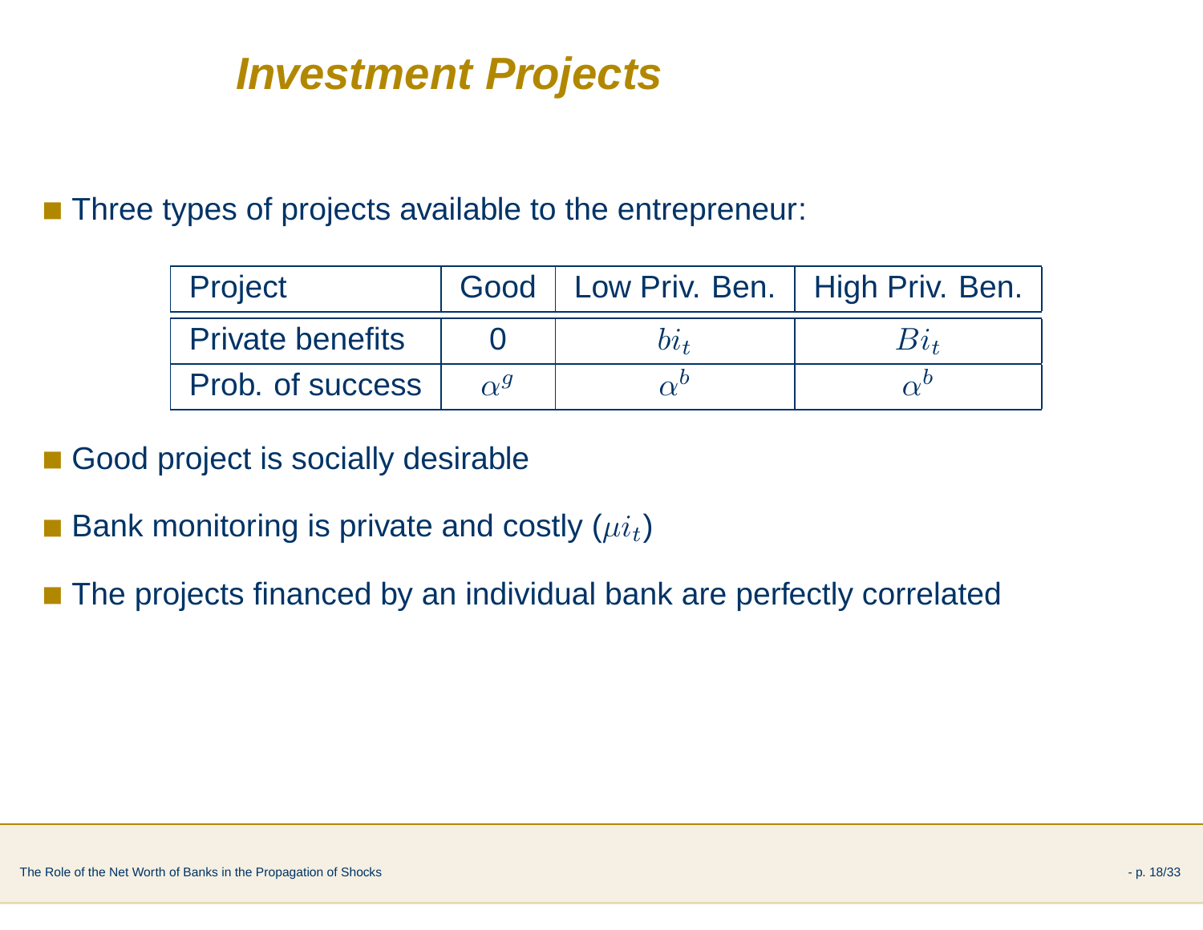## Investment Projects

- Three types of projects available to the entrepreneur:

| Project | Good | Low Priv. Ben. | High Priv. Ben. |
|---|---|---|---|
| Private benefits | 0 | $bi_t$ | $Bi_t$ |
| Prob. of success | $\alpha^g$ | $\alpha^b$ | $\alpha^b$ |

- Good project is socially desirable
- Bank monitoring is private and costly ($\mu i_t$)
- The projects financed by an individual bank are perfectly correlated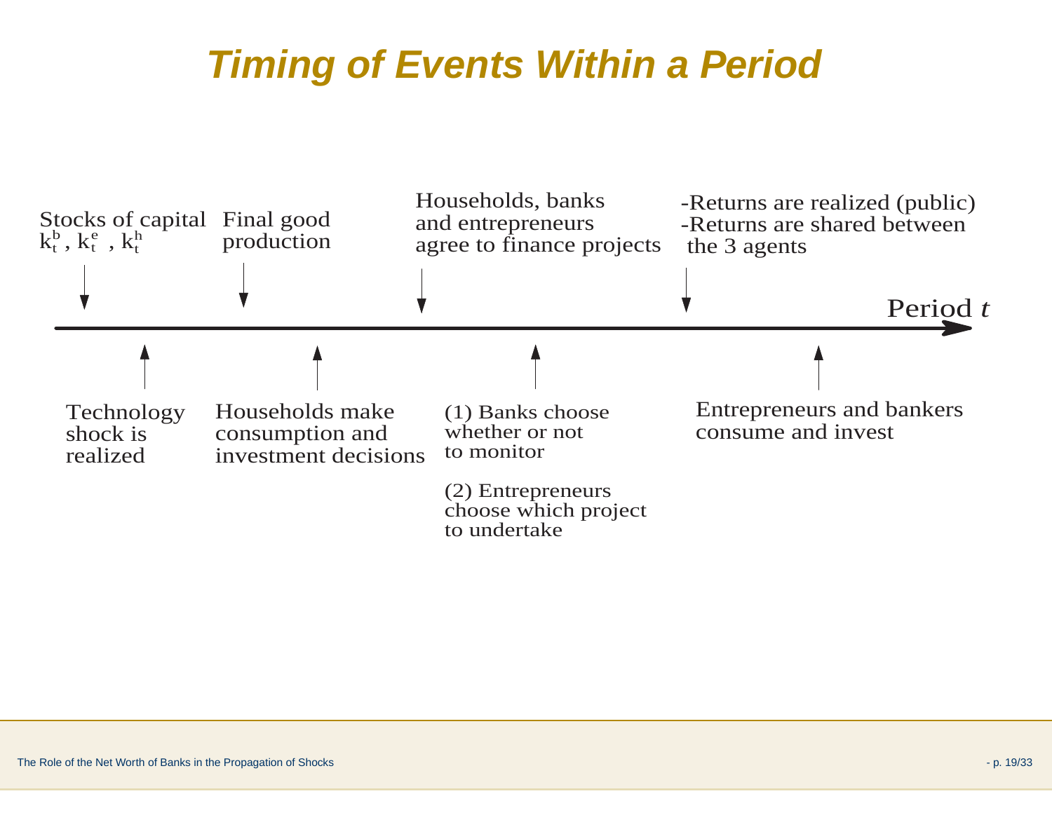# Timing of Events Within a Period

Above the timeline (in order):

- Stocks of capital $k_t^b$, $k_t^e$, $k_t^h$
- Final good production
- Households, banks and entrepreneurs agree to finance projects
- -Returns are realized (public)
  -Returns are shared between the 3 agents

Period *t*

Below the timeline (in order):

- Technology shock is realized
- Households make consumption and investment decisions
- (1) Banks choose whether or not to monitor

  (2) Entrepreneurs choose which project to undertake
- Entrepreneurs and bankers consume and invest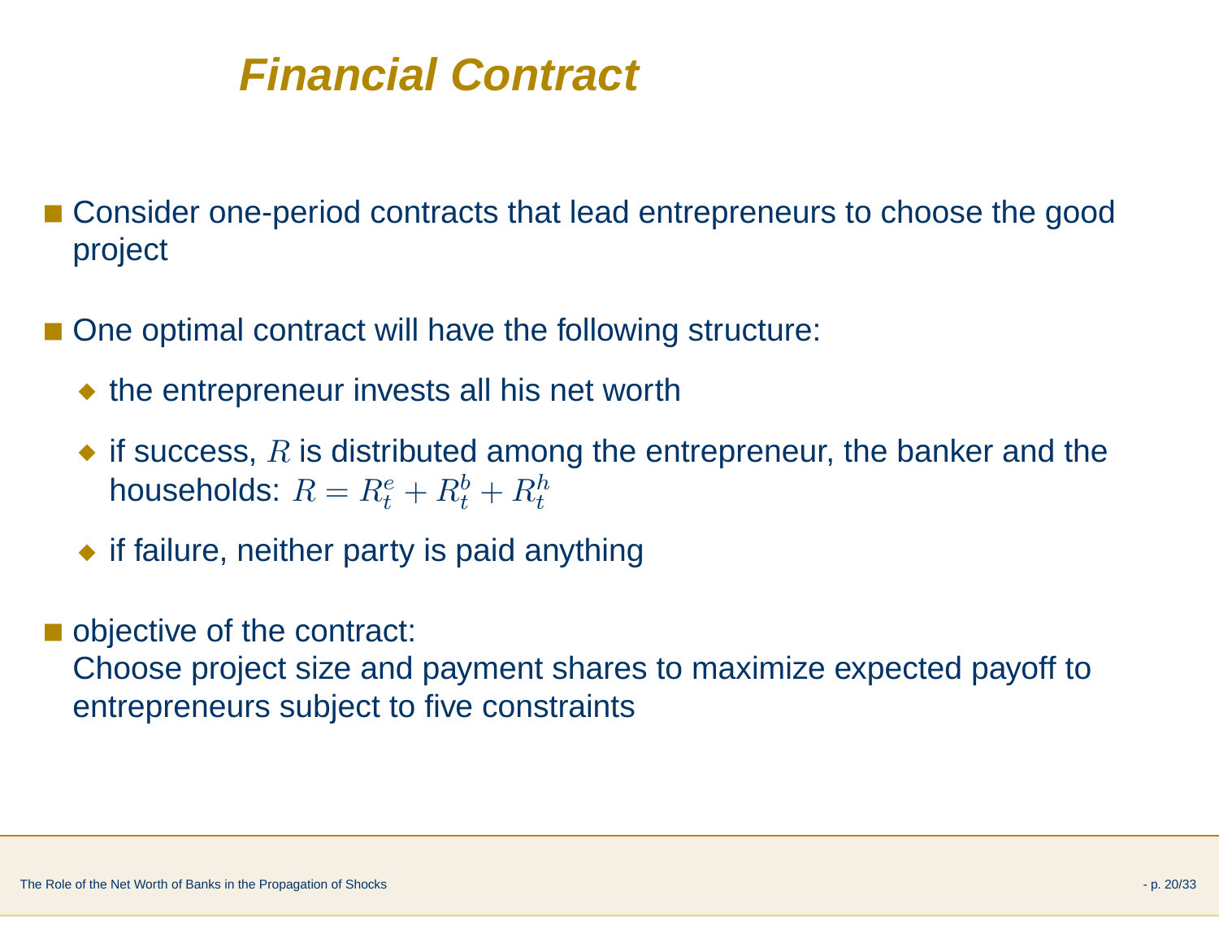# Financial Contract

- Consider one-period contracts that lead entrepreneurs to choose the good project
- One optimal contract will have the following structure:
  - the entrepreneur invests all his net worth
  - if success, $R$ is distributed among the entrepreneur, the banker and the households: $R = R_t^e + R_t^b + R_t^h$
  - if failure, neither party is paid anything
- objective of the contract:
  Choose project size and payment shares to maximize expected payoff to entrepreneurs subject to five constraints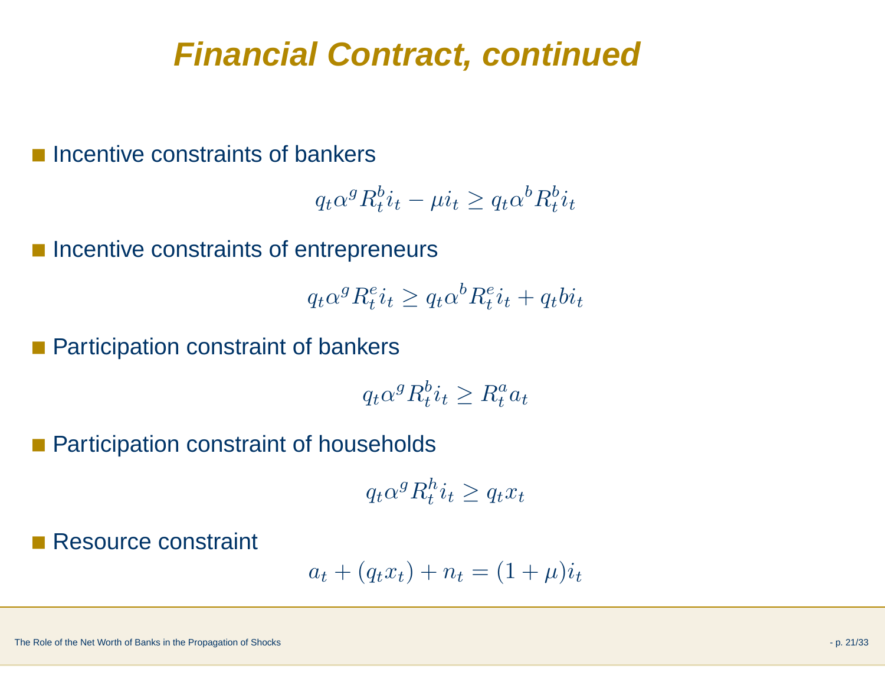# Financial Contract, continued

- Incentive constraints of bankers

$$q_t \alpha^g R_t^b i_t - \mu i_t \geq q_t \alpha^b R_t^b i_t$$

- Incentive constraints of entrepreneurs

$$q_t \alpha^g R_t^e i_t \geq q_t \alpha^b R_t^e i_t + q_t b i_t$$

- Participation constraint of bankers

$$q_t \alpha^g R_t^b i_t \geq R_t^a a_t$$

- Participation constraint of households

$$q_t \alpha^g R_t^h i_t \geq q_t x_t$$

- Resource constraint

$$a_t + (q_t x_t) + n_t = (1 + \mu) i_t$$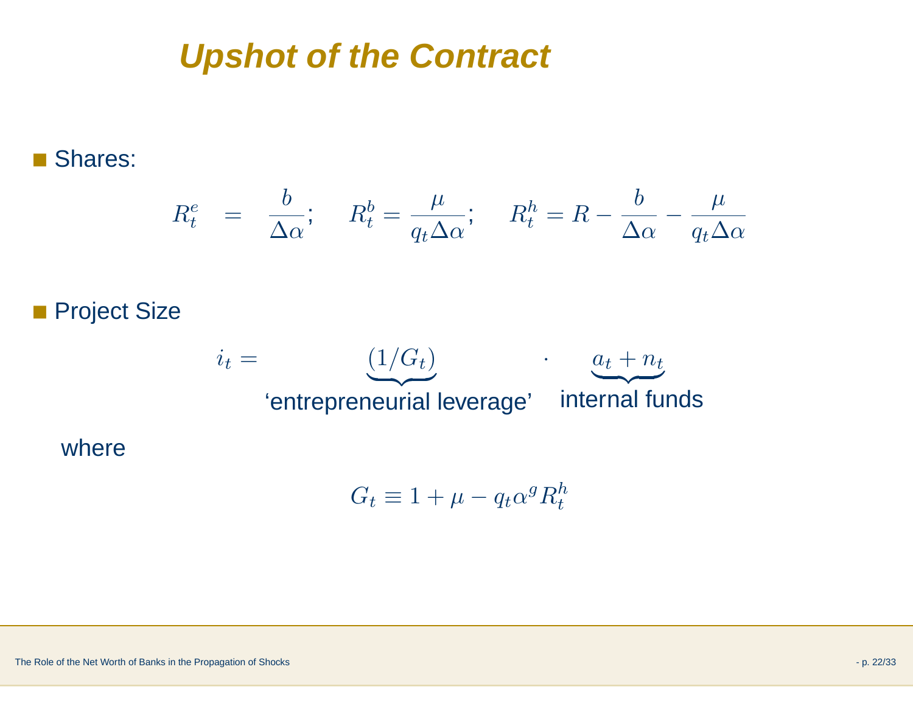# Upshot of the Contract

- Shares:

$$R_t^e = \frac{b}{\Delta\alpha}; \quad R_t^b = \frac{\mu}{q_t \Delta\alpha}; \quad R_t^h = R - \frac{b}{\Delta\alpha} - \frac{\mu}{q_t \Delta\alpha}$$

- Project Size

$$i_t = \underbrace{(1/G_t)}_{\text{'entrepreneurial leverage'}} \cdot \underbrace{a_t + n_t}_{\text{internal funds}}$$

where

$$G_t \equiv 1 + \mu - q_t \alpha^g R_t^h$$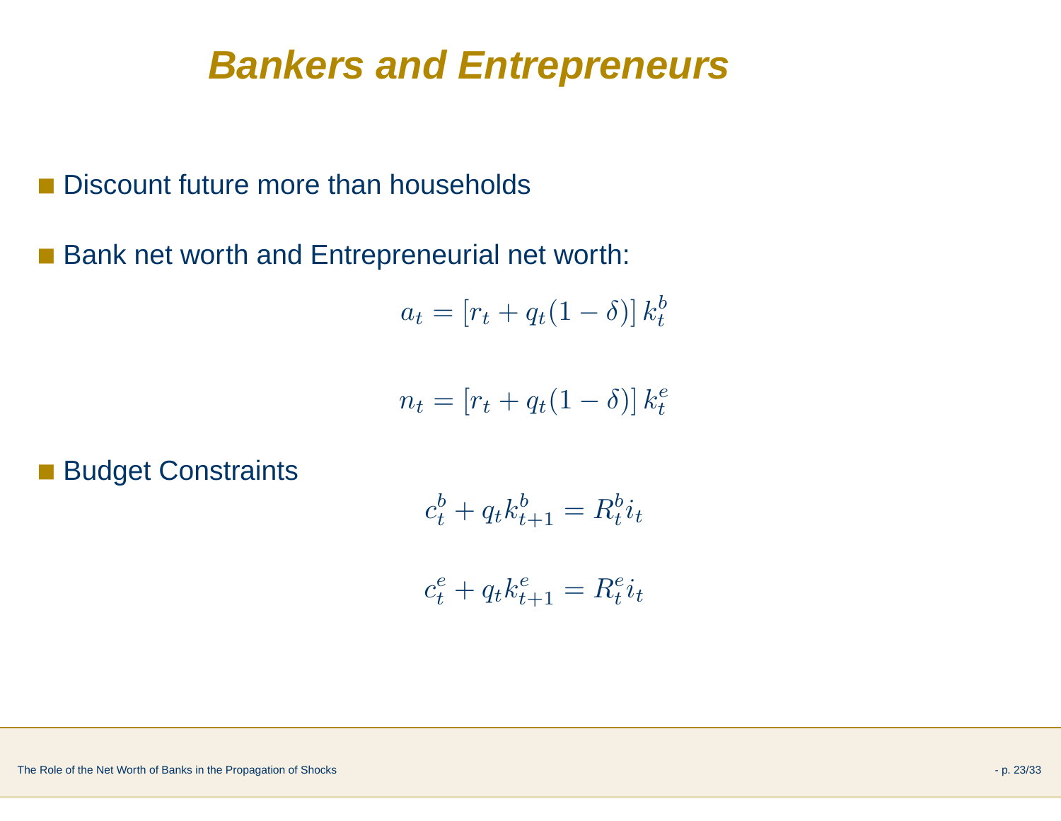# Bankers and Entrepreneurs

- Discount future more than households
- Bank net worth and Entrepreneurial net worth:

$$a_t = \left[r_t + q_t(1-\delta)\right] k_t^b$$

$$n_t = \left[r_t + q_t(1-\delta)\right] k_t^e$$

- Budget Constraints

$$c_t^b + q_t k_{t+1}^b = R_t^b i_t$$

$$c_t^e + q_t k_{t+1}^e = R_t^e i_t$$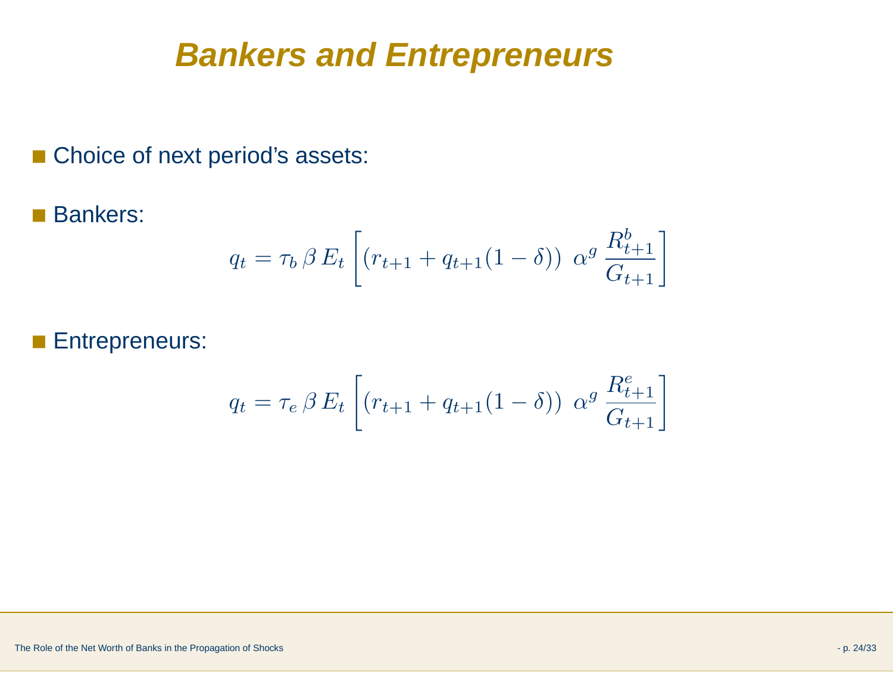# Bankers and Entrepreneurs

- Choice of next period's assets:
- Bankers:

$$q_t = \tau_b \, \beta \, E_t \left[ (r_{t+1} + q_{t+1}(1-\delta)) \;\; \alpha^g \, \frac{R^b_{t+1}}{G_{t+1}} \right]$$

- Entrepreneurs:

$$q_t = \tau_e \, \beta \, E_t \left[ (r_{t+1} + q_{t+1}(1-\delta)) \;\; \alpha^g \, \frac{R^e_{t+1}}{G_{t+1}} \right]$$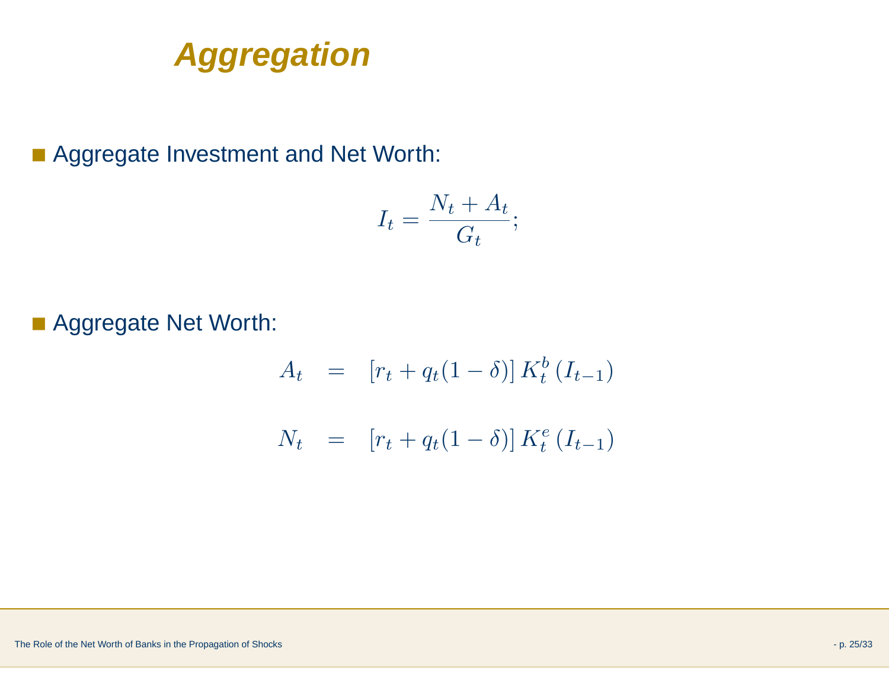# Aggregation

- Aggregate Investment and Net Worth:

$$I_t = \frac{N_t + A_t}{G_t};$$

- Aggregate Net Worth:

$$A_t = [r_t + q_t(1 - \delta)] K_t^b (I_{t-1})$$

$$N_t = [r_t + q_t(1 - \delta)] K_t^e (I_{t-1})$$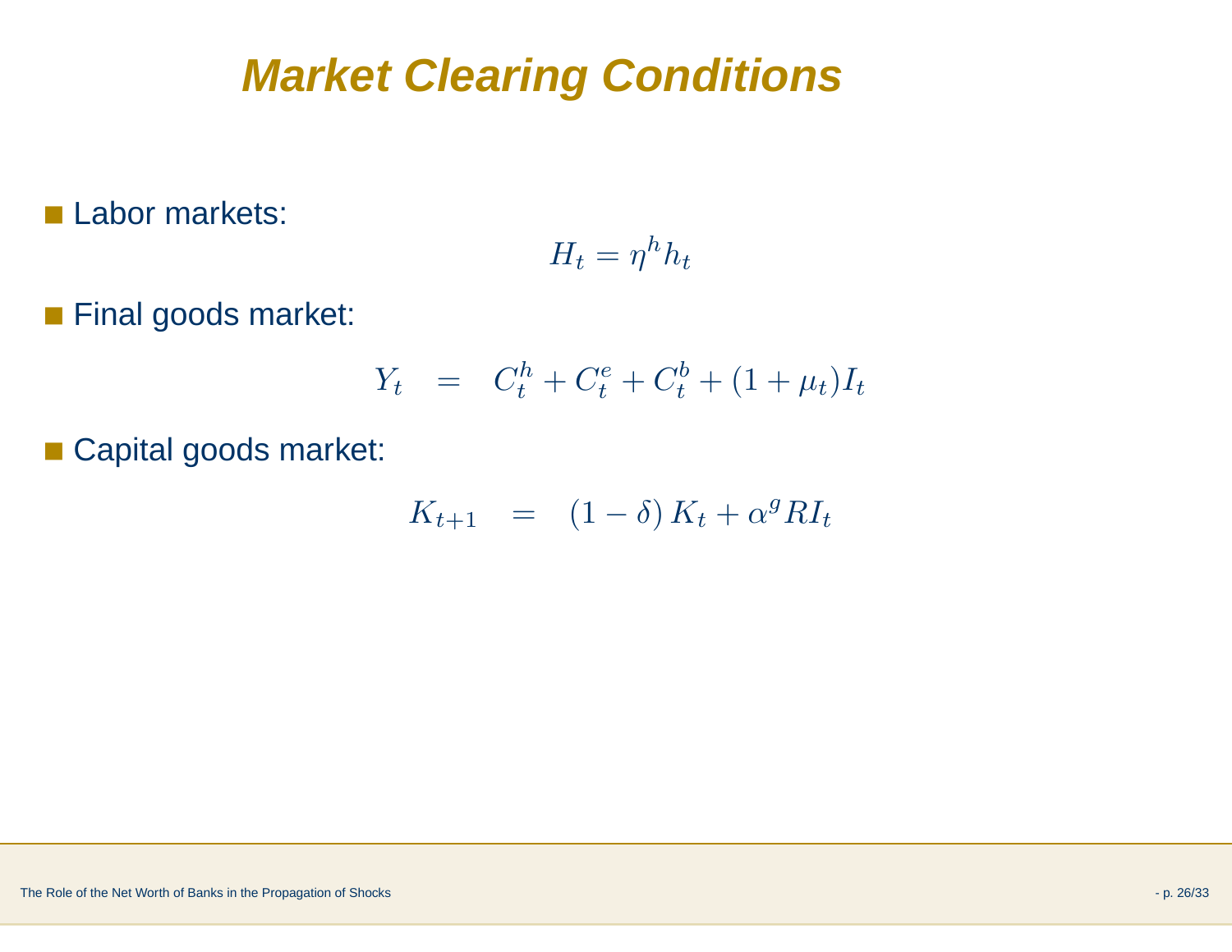# Market Clearing Conditions

- Labor markets:

$$H_t = \eta^h h_t$$

- Final goods market:

$$Y_t \quad = \quad C_t^h + C_t^e + C_t^b + (1 + \mu_t) I_t$$

- Capital goods market:

$$K_{t+1} \quad = \quad (1 - \delta) K_t + \alpha^g R I_t$$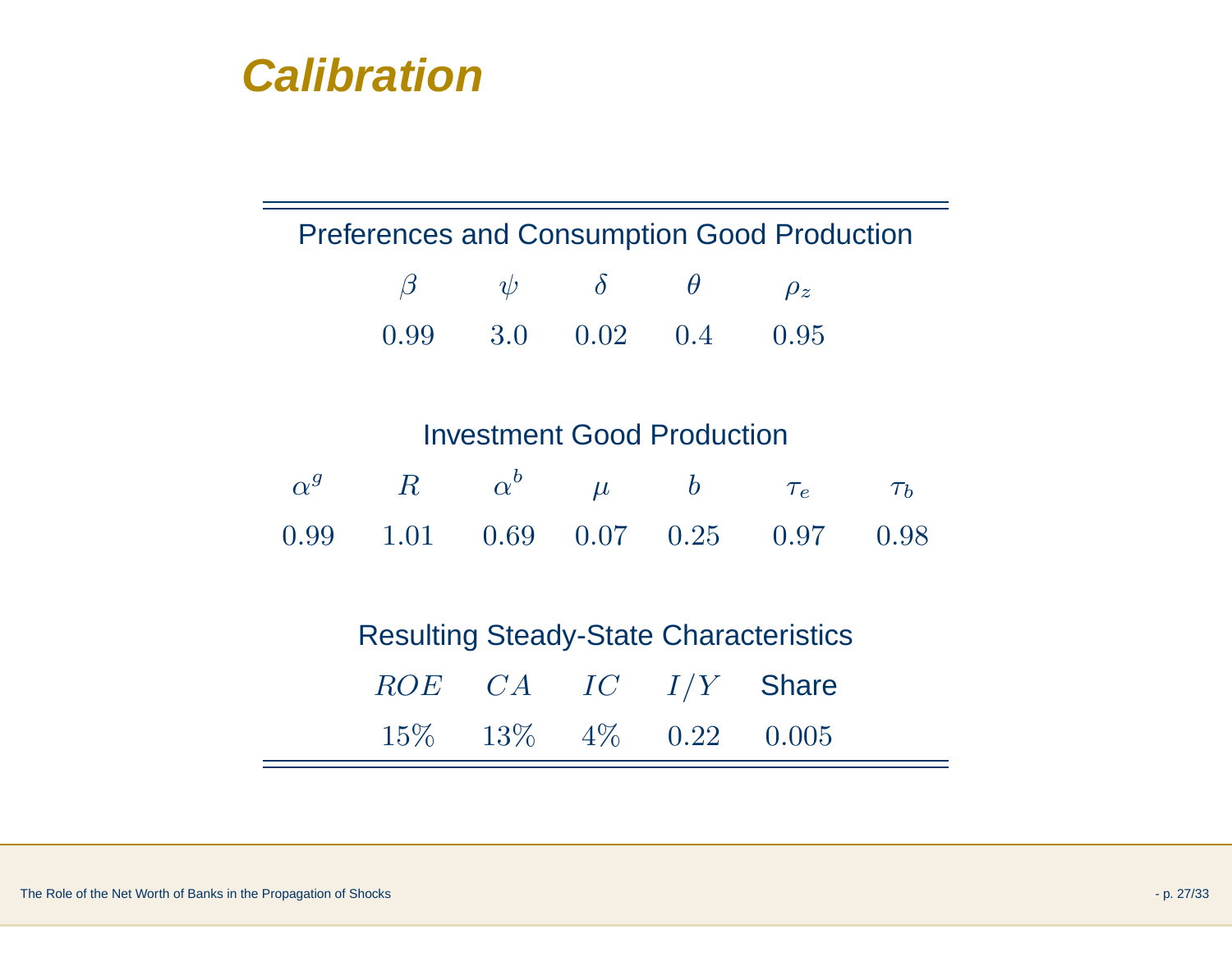# Calibration

**Preferences and Consumption Good Production**

| $\beta$ | $\psi$ | $\delta$ | $\theta$ | $\rho_z$ |
|---|---|---|---|---|
| $0.99$ | $3.0$ | $0.02$ | $0.4$ | $0.95$ |

**Investment Good Production**

| $\alpha^g$ | $R$ | $\alpha^b$ | $\mu$ | $b$ | $\tau_e$ | $\tau_b$ |
|---|---|---|---|---|---|---|
| $0.99$ | $1.01$ | $0.69$ | $0.07$ | $0.25$ | $0.97$ | $0.98$ |

**Resulting Steady-State Characteristics**

| $ROE$ | $CA$ | $IC$ | $I/Y$ | Share |
|---|---|---|---|---|
| $15\%$ | $13\%$ | $4\%$ | $0.22$ | $0.005$ |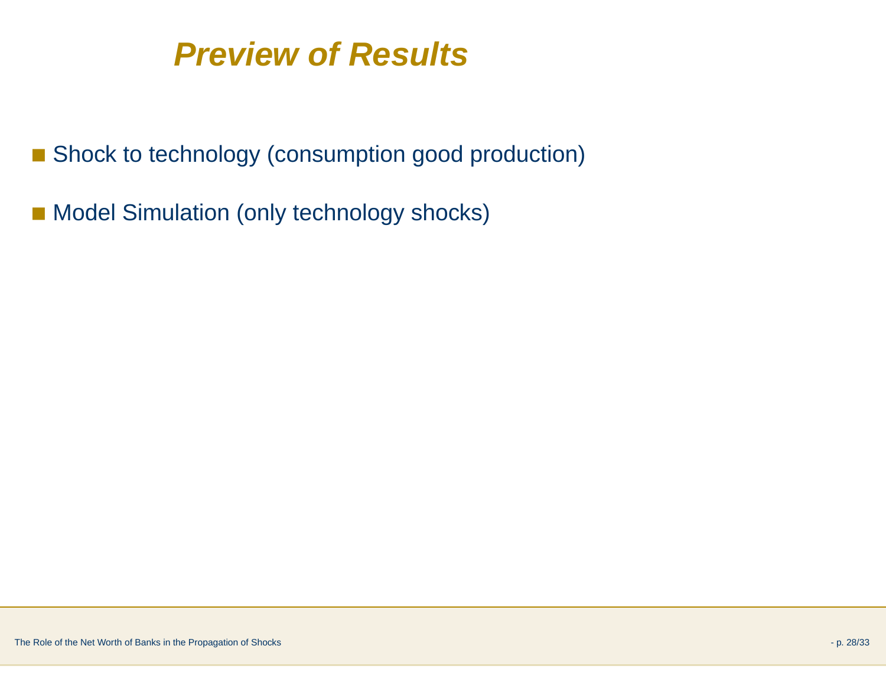# Preview of Results

- Shock to technology (consumption good production)
- Model Simulation (only technology shocks)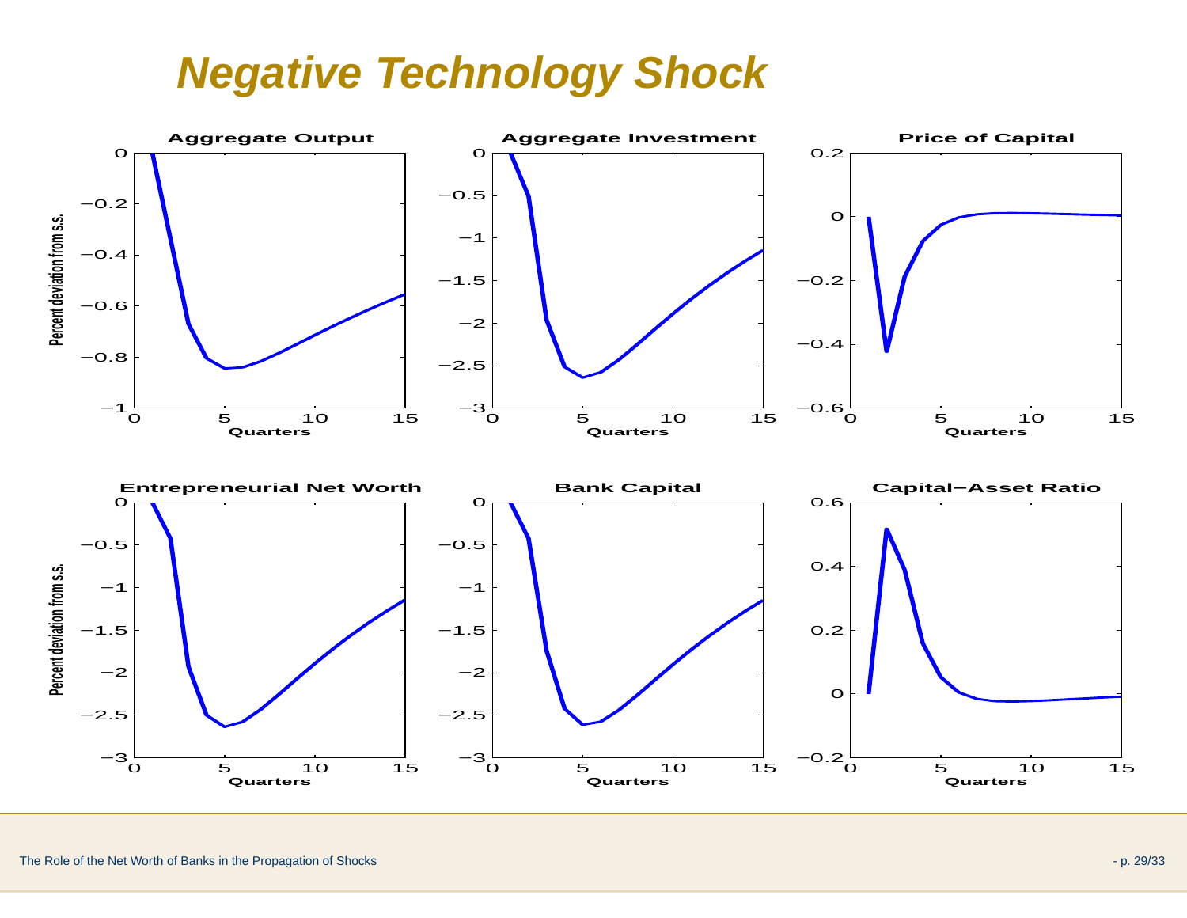# Negative Technology Shock

**Aggregate Output**

Percent deviation from s.s.

Quarters

**Aggregate Investment**

Quarters

**Price of Capital**

Quarters

**Entrepreneurial Net Worth**

Percent deviation from s.s.

Quarters

**Bank Capital**

Quarters

**Capital−Asset Ratio**

Quarters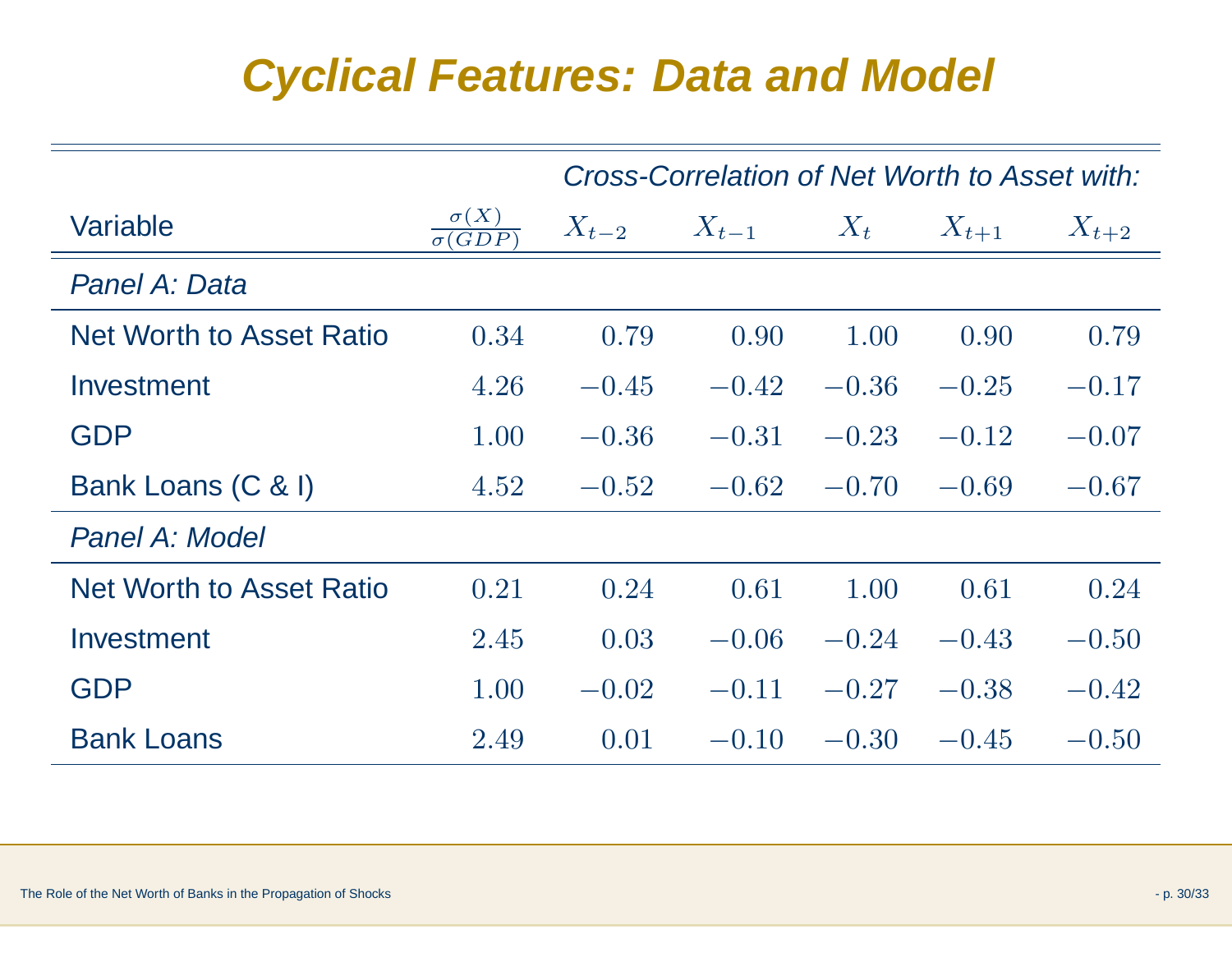# Cyclical Features: Data and Model

| Variable | $\frac{\sigma(X)}{\sigma(GDP)}$ | *Cross-Correlation of Net Worth to Asset with:* $X_{t-2}$ | $X_{t-1}$ | $X_t$ | $X_{t+1}$ | $X_{t+2}$ |
|---|---|---|---|---|---|---|
| *Panel A: Data* | | | | | | |
| Net Worth to Asset Ratio | 0.34 | 0.79 | 0.90 | 1.00 | 0.90 | 0.79 |
| Investment | 4.26 | −0.45 | −0.42 | −0.36 | −0.25 | −0.17 |
| GDP | 1.00 | −0.36 | −0.31 | −0.23 | −0.12 | −0.07 |
| Bank Loans (C & I) | 4.52 | −0.52 | −0.62 | −0.70 | −0.69 | −0.67 |
| *Panel A: Model* | | | | | | |
| Net Worth to Asset Ratio | 0.21 | 0.24 | 0.61 | 1.00 | 0.61 | 0.24 |
| Investment | 2.45 | 0.03 | −0.06 | −0.24 | −0.43 | −0.50 |
| GDP | 1.00 | −0.02 | −0.11 | −0.27 | −0.38 | −0.42 |
| Bank Loans | 2.49 | 0.01 | −0.10 | −0.30 | −0.45 | −0.50 |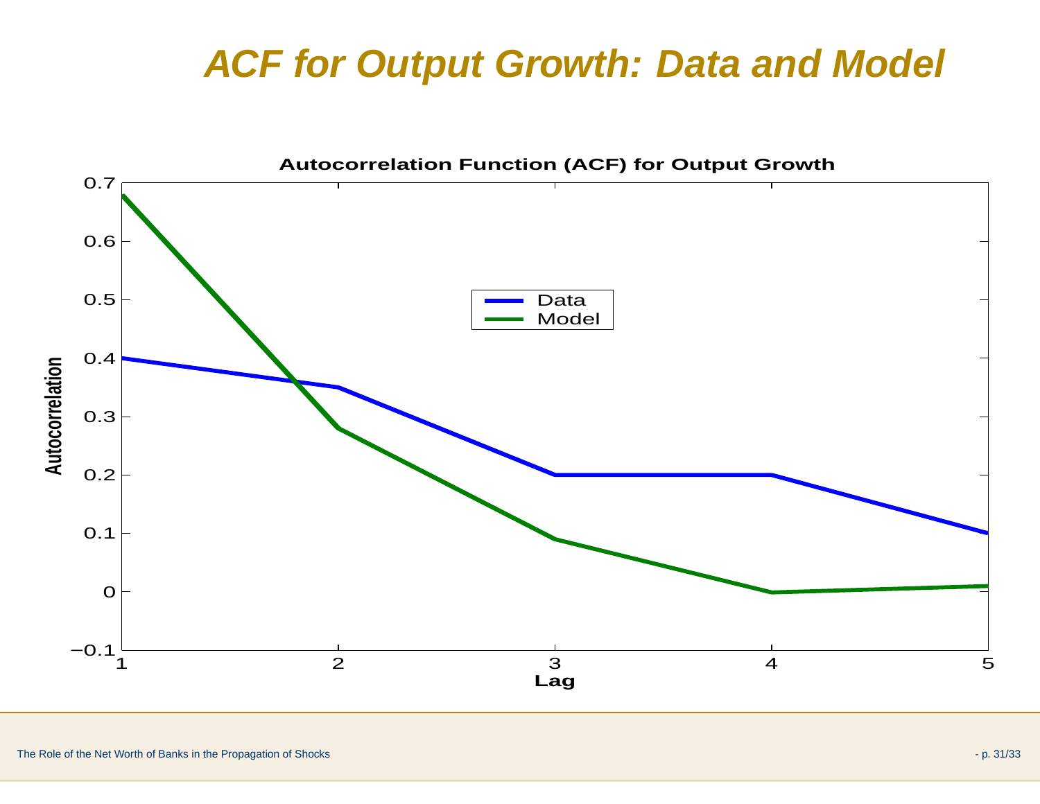# ACF for Output Growth: Data and Model

**Autocorrelation Function (ACF) for Output Growth**

Autocorrelation

0.7
0.6
0.5
0.4
0.3
0.2
0.1
0
−0.1

1 2 3 4 5

**Lag**

Data
Model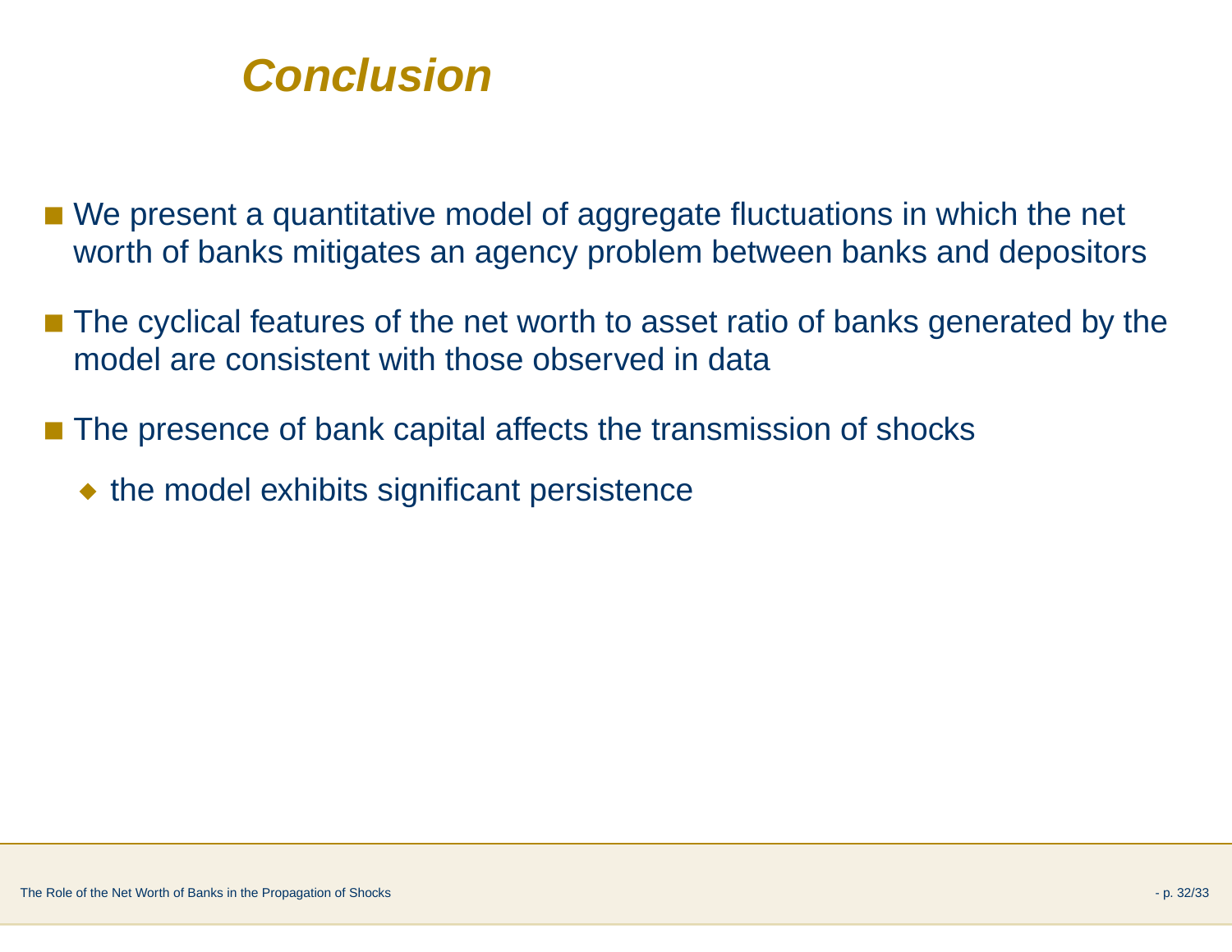# Conclusion

- We present a quantitative model of aggregate fluctuations in which the net worth of banks mitigates an agency problem between banks and depositors
- The cyclical features of the net worth to asset ratio of banks generated by the model are consistent with those observed in data
- The presence of bank capital affects the transmission of shocks
  - the model exhibits significant persistence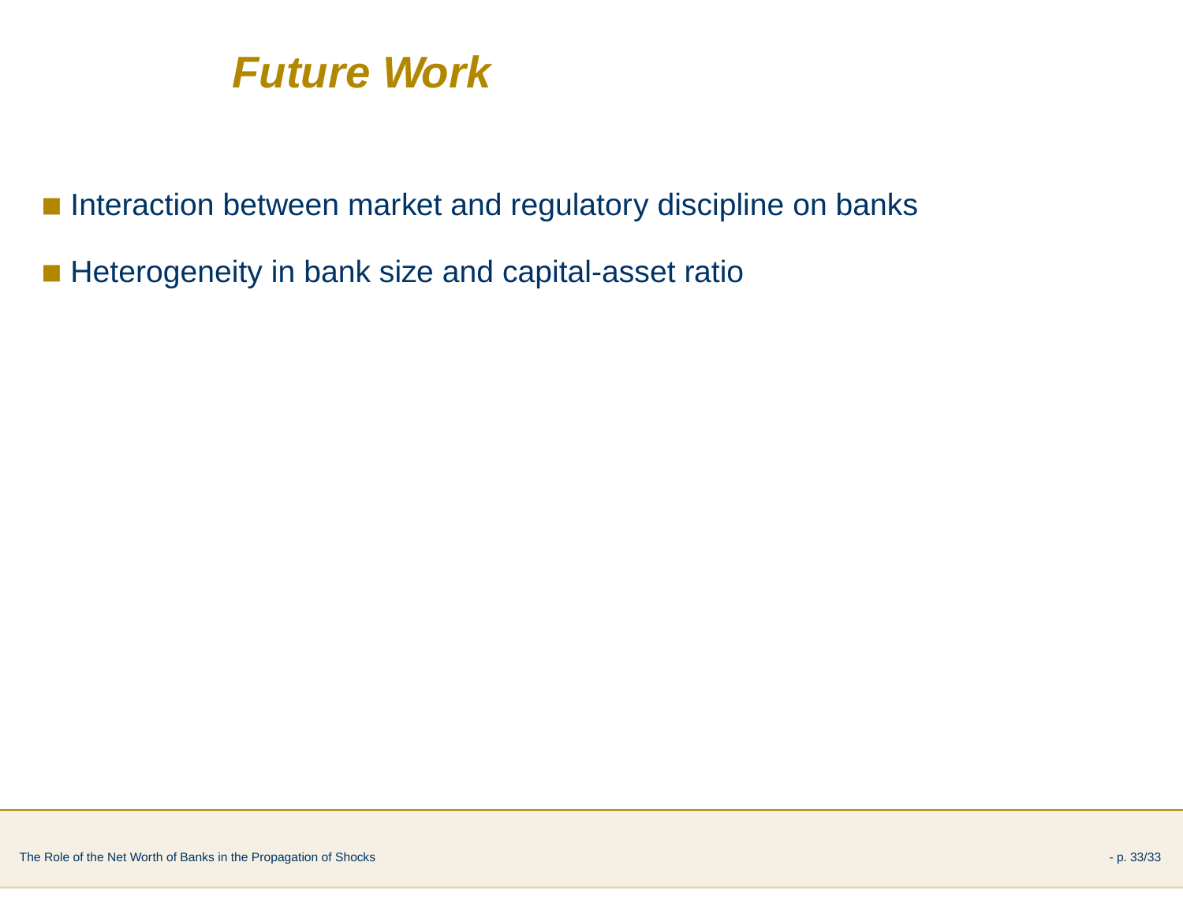# Future Work

- Interaction between market and regulatory discipline on banks
- Heterogeneity in bank size and capital-asset ratio